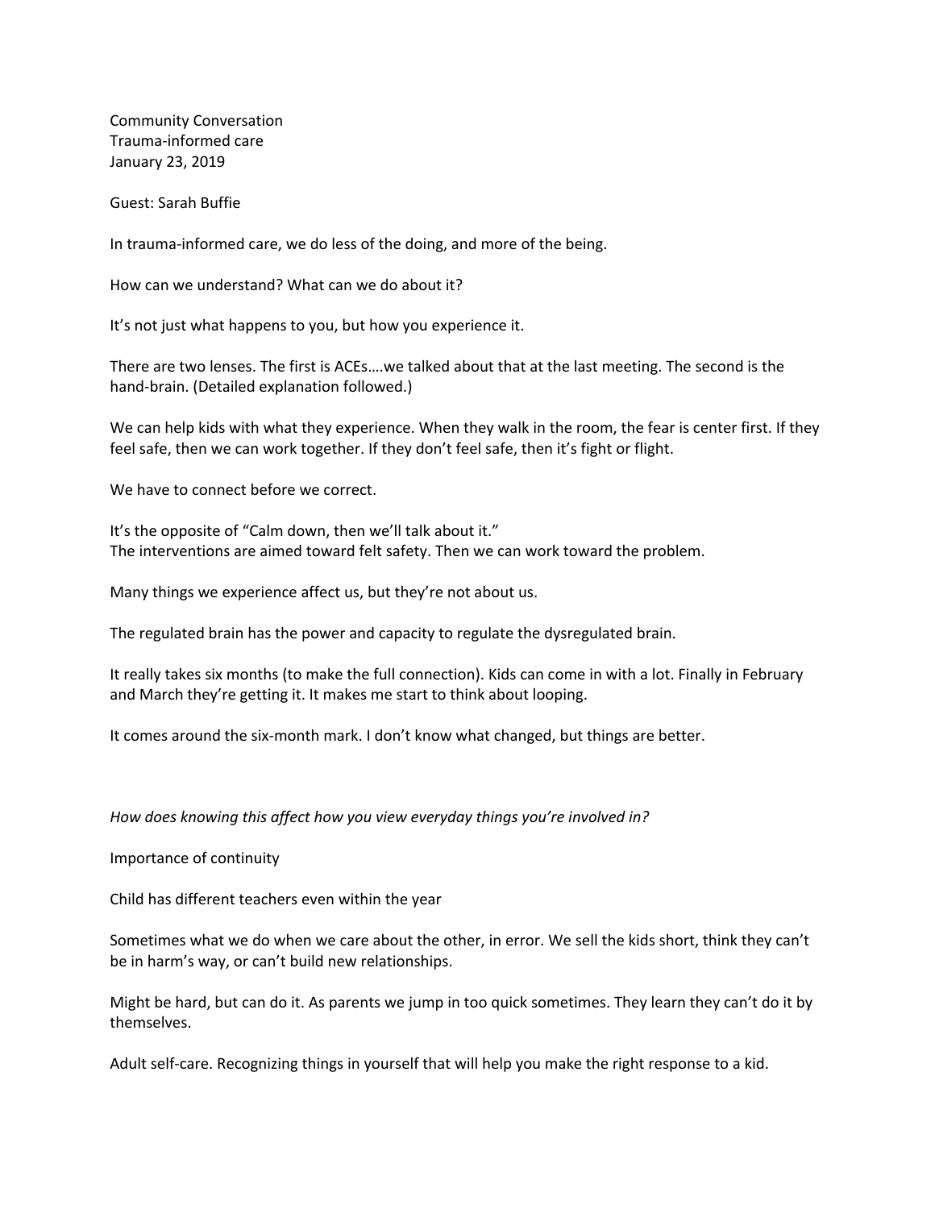Community Conversation
Trauma-informed care
January 23, 2019

Guest: Sarah Buffie

In trauma-informed care, we do less of the doing, and more of the being.

How can we understand? What can we do about it?

It's not just what happens to you, but how you experience it.

There are two lenses. The first is ACEs….we talked about that at the last meeting. The second is the hand-brain. (Detailed explanation followed.)

We can help kids with what they experience. When they walk in the room, the fear is center first. If they feel safe, then we can work together. If they don't feel safe, then it's fight or flight.

We have to connect before we correct.

It's the opposite of "Calm down, then we'll talk about it."
The interventions are aimed toward felt safety. Then we can work toward the problem.

Many things we experience affect us, but they're not about us.

The regulated brain has the power and capacity to regulate the dysregulated brain.

It really takes six months (to make the full connection). Kids can come in with a lot. Finally in February and March they're getting it. It makes me start to think about looping.

It comes around the six-month mark. I don't know what changed, but things are better.

*How does knowing this affect how you view everyday things you're involved in?*

Importance of continuity

Child has different teachers even within the year

Sometimes what we do when we care about the other, in error. We sell the kids short, think they can't be in harm's way, or can't build new relationships.

Might be hard, but can do it. As parents we jump in too quick sometimes. They learn they can't do it by themselves.

Adult self-care. Recognizing things in yourself that will help you make the right response to a kid.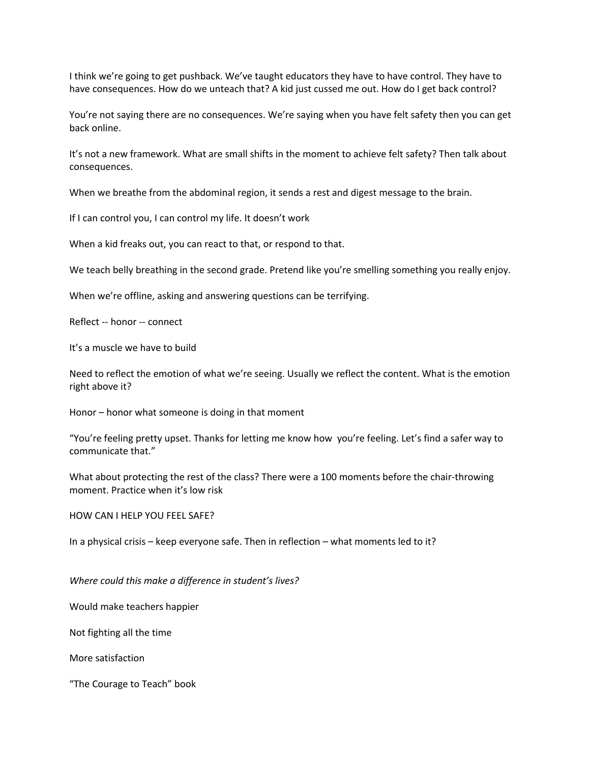I think we're going to get pushback. We've taught educators they have to have control. They have to have consequences. How do we unteach that? A kid just cussed me out. How do I get back control?

You're not saying there are no consequences. We're saying when you have felt safety then you can get back online.

It's not a new framework. What are small shifts in the moment to achieve felt safety? Then talk about consequences.

When we breathe from the abdominal region, it sends a rest and digest message to the brain.

If I can control you, I can control my life. It doesn't work

When a kid freaks out, you can react to that, or respond to that.

We teach belly breathing in the second grade. Pretend like you're smelling something you really enjoy.

When we're offline, asking and answering questions can be terrifying.

Reflect -- honor -- connect

It's a muscle we have to build

Need to reflect the emotion of what we're seeing. Usually we reflect the content. What is the emotion right above it?

Honor – honor what someone is doing in that moment

"You're feeling pretty upset. Thanks for letting me know how you're feeling. Let's find a safer way to communicate that."

What about protecting the rest of the class? There were a 100 moments before the chair-throwing moment. Practice when it's low risk

HOW CAN I HELP YOU FEEL SAFE?

In a physical crisis – keep everyone safe. Then in reflection – what moments led to it?

*Where could this make a difference in student's lives?*

Would make teachers happier

Not fighting all the time

More satisfaction

"The Courage to Teach" book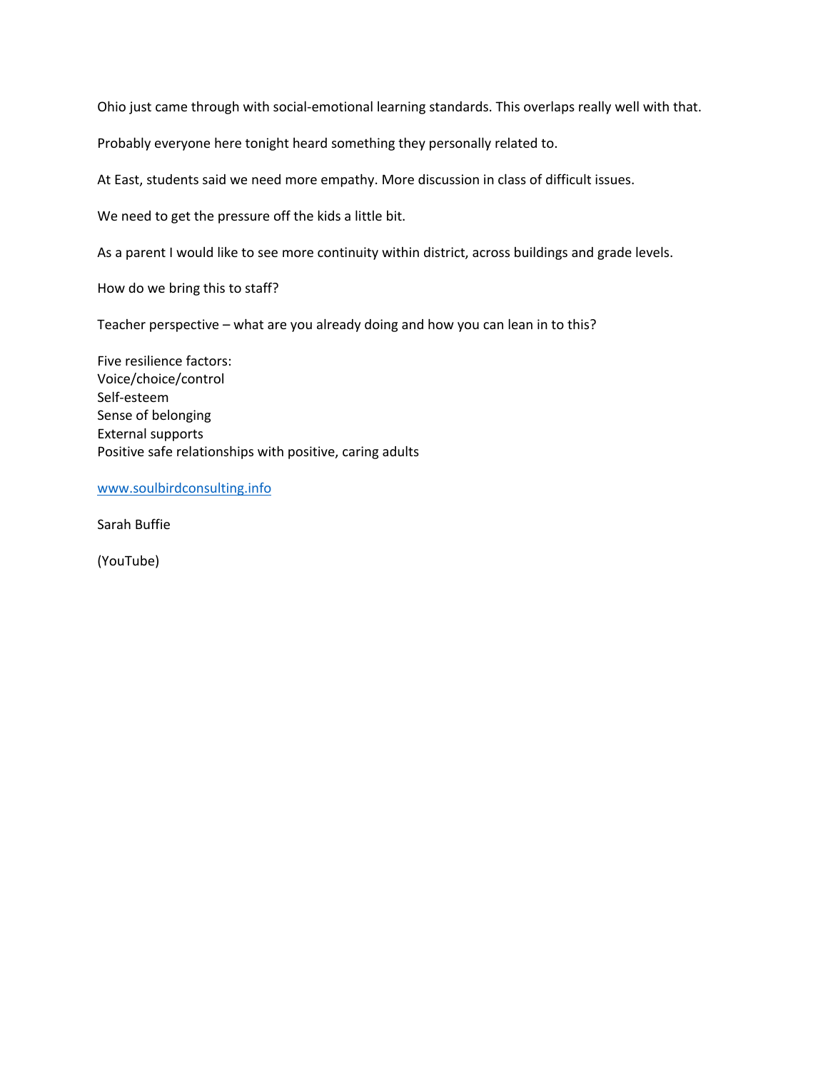Ohio just came through with social-emotional learning standards. This overlaps really well with that.

Probably everyone here tonight heard something they personally related to.

At East, students said we need more empathy. More discussion in class of difficult issues.

We need to get the pressure off the kids a little bit.

As a parent I would like to see more continuity within district, across buildings and grade levels.

How do we bring this to staff?

Teacher perspective – what are you already doing and how you can lean in to this?

Five resilience factors:
Voice/choice/control
Self-esteem
Sense of belonging
External supports
Positive safe relationships with positive, caring adults

[www.soulbirdconsulting.info](http://www.soulbirdconsulting.info)

Sarah Buffie

(YouTube)